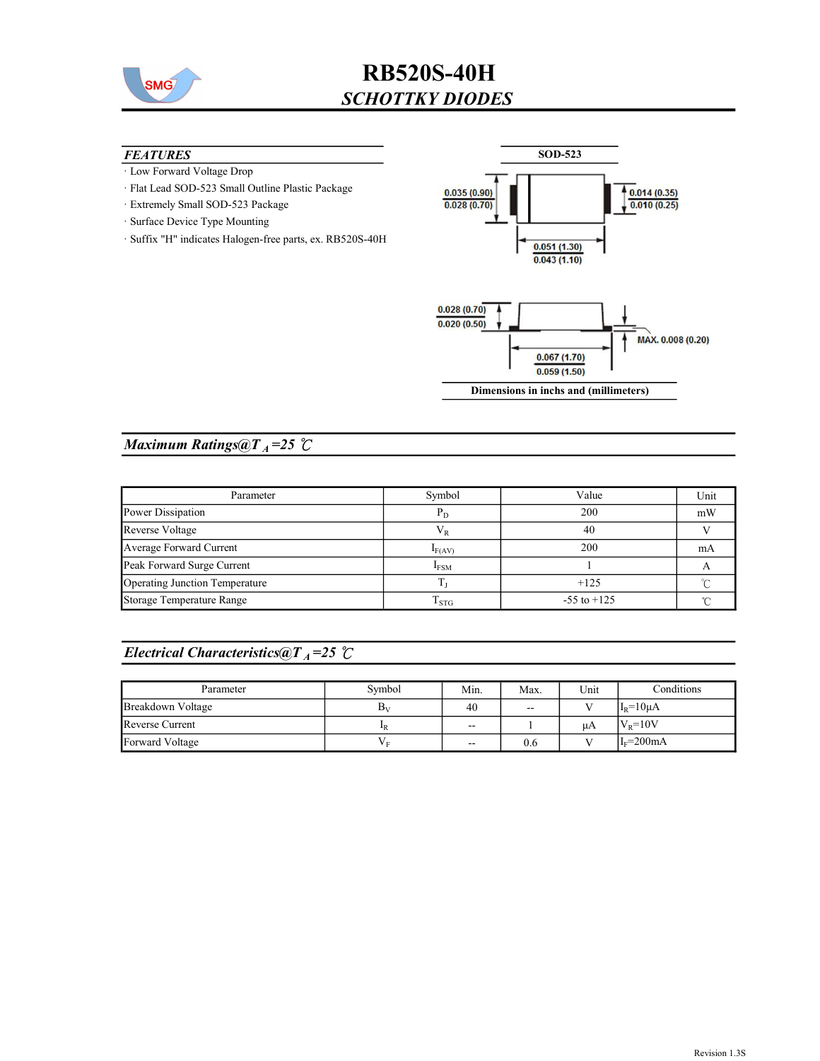# RB520S-40H

## *SCHOTTKY DIODES*

### *FEATURES*

- Low Forward Voltage Drop
- Flat Lead SOD-523 Small Outline Plastic Package
- Extremely Small SOD-523 Package
- Surface Device Type Mounting
- Suffix "H" indicates Halogen-free parts, ex. RB520S-40H

**SOD-523**

0.035 (0.90)
0.028 (0.70)

0.014 (0.35)
0.010 (0.25)

0.051 (1.30)
0.043 (1.10)

0.028 (0.70)
0.020 (0.50)

MAX. 0.008 (0.20)

0.067 (1.70)
0.059 (1.50)

**Dimensions in inchs and (millimeters)**

## *Maximum Ratings@T$_A$=25 ℃*

| Parameter | Symbol | Value | Unit |
|---|---|---|---|
| Power Dissipation | $P_D$ | 200 | mW |
| Reverse Voltage | $V_R$ | 40 | V |
| Average Forward Current | $I_{F(AV)}$ | 200 | mA |
| Peak Forward Surge Current | $I_{FSM}$ | 1 | A |
| Operating Junction Temperature | $T_J$ | +125 | ℃ |
| Storage Temperature Range | $T_{STG}$ | -55 to +125 | ℃ |

## *Electrical Characteristics@T$_A$=25 ℃*

| Parameter | Symbol | Min. | Max. | Unit | Conditions |
|---|---|---|---|---|---|
| Breakdown Voltage | $B_V$ | 40 | -- | V | $I_R$=10μA |
| Reverse Current | $I_R$ | -- | 1 | μA | $V_R$=10V |
| Forward Voltage | $V_F$ | -- | 0.6 | V | $I_F$=200mA |

Revision 1.3S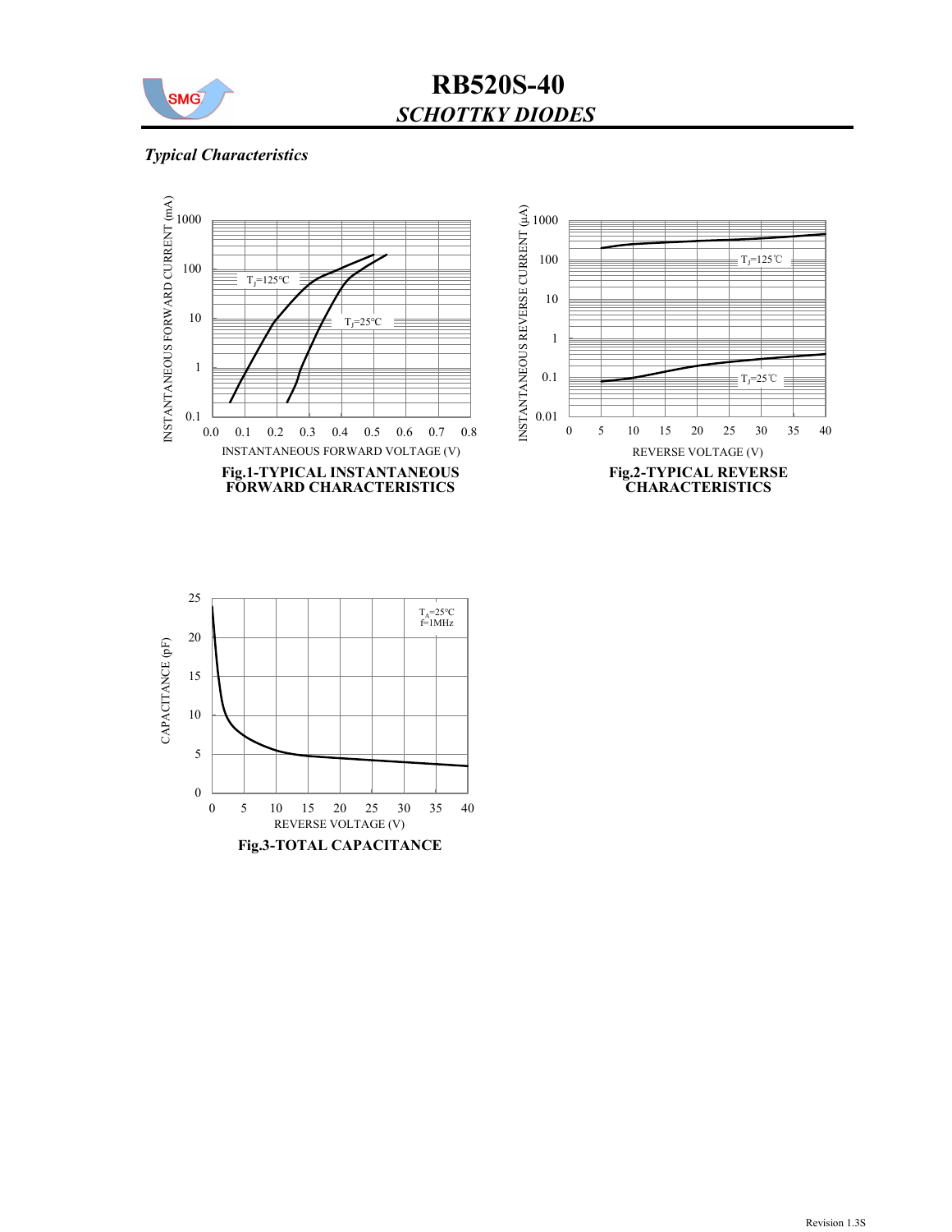# RB520S-40

## *SCHOTTKY DIODES*

### *Typical Characteristics*

Fig.1-TYPICAL INSTANTANEOUS FORWARD CHARACTERISTICS

Fig.2-TYPICAL REVERSE CHARACTERISTICS

Fig.3-TOTAL CAPACITANCE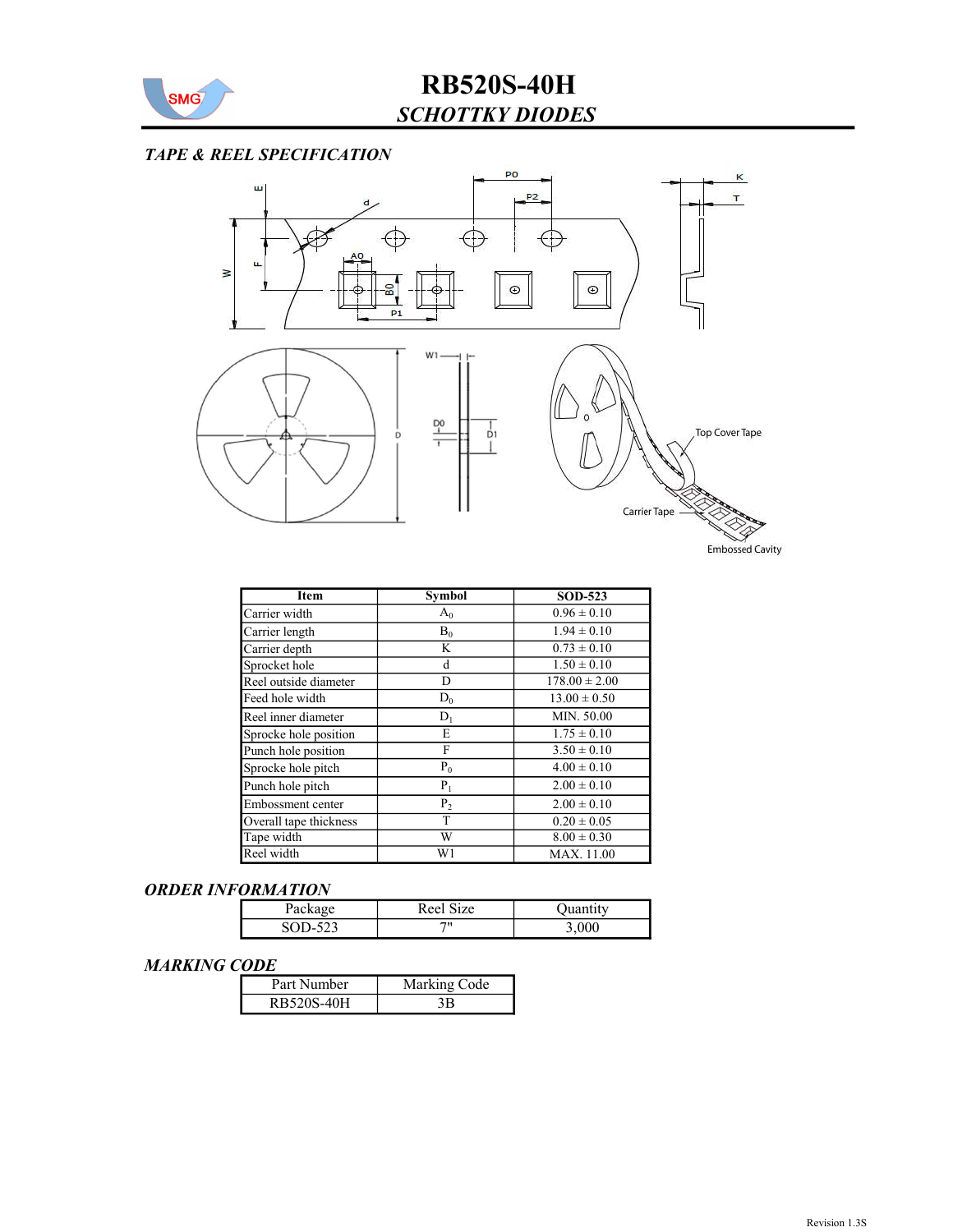# RB520S-40H

## *SCHOTTKY DIODES*

### *TAPE & REEL SPECIFICATION*

| Item | Symbol | SOD-523 |
|---|---|---|
| Carrier width | $A_0$ | 0.96 ± 0.10 |
| Carrier length | $B_0$ | 1.94 ± 0.10 |
| Carrier depth | K | 0.73 ± 0.10 |
| Sprocket hole | d | 1.50 ± 0.10 |
| Reel outside diameter | D | 178.00 ± 2.00 |
| Feed hole width | $D_0$ | 13.00 ± 0.50 |
| Reel inner diameter | $D_1$ | MIN. 50.00 |
| Sprocke hole position | E | 1.75 ± 0.10 |
| Punch hole position | F | 3.50 ± 0.10 |
| Sprocke hole pitch | $P_0$ | 4.00 ± 0.10 |
| Punch hole pitch | $P_1$ | 2.00 ± 0.10 |
| Embossment center | $P_2$ | 2.00 ± 0.10 |
| Overall tape thickness | T | 0.20 ± 0.05 |
| Tape width | W | 8.00 ± 0.30 |
| Reel width | W1 | MAX. 11.00 |

### *ORDER INFORMATION*

| Package | Reel Size | Quantity |
|---|---|---|
| SOD-523 | 7" | 3,000 |

### *MARKING CODE*

| Part Number | Marking Code |
|---|---|
| RB520S-40H | 3B |

Revision 1.3S